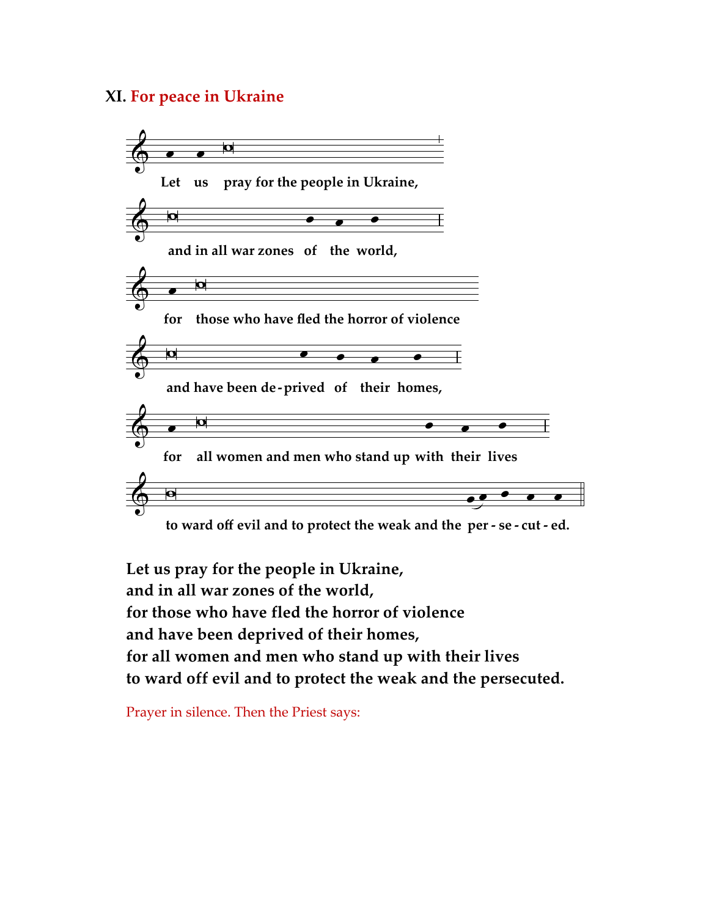## XI. For peace in Ukraine

Let us pray for the people in Ukraine,
and in all war zones of the world,
for those who have fled the horror of violence
and have been de-prived of their homes,
for all women and men who stand up with their lives
to ward off evil and to protect the weak and the per-se-cut-ed.

**Let us pray for the people in Ukraine,**
**and in all war zones of the world,**
**for those who have fled the horror of violence**
**and have been deprived of their homes,**
**for all women and men who stand up with their lives**
**to ward off evil and to protect the weak and the persecuted.**

Prayer in silence. Then the Priest says: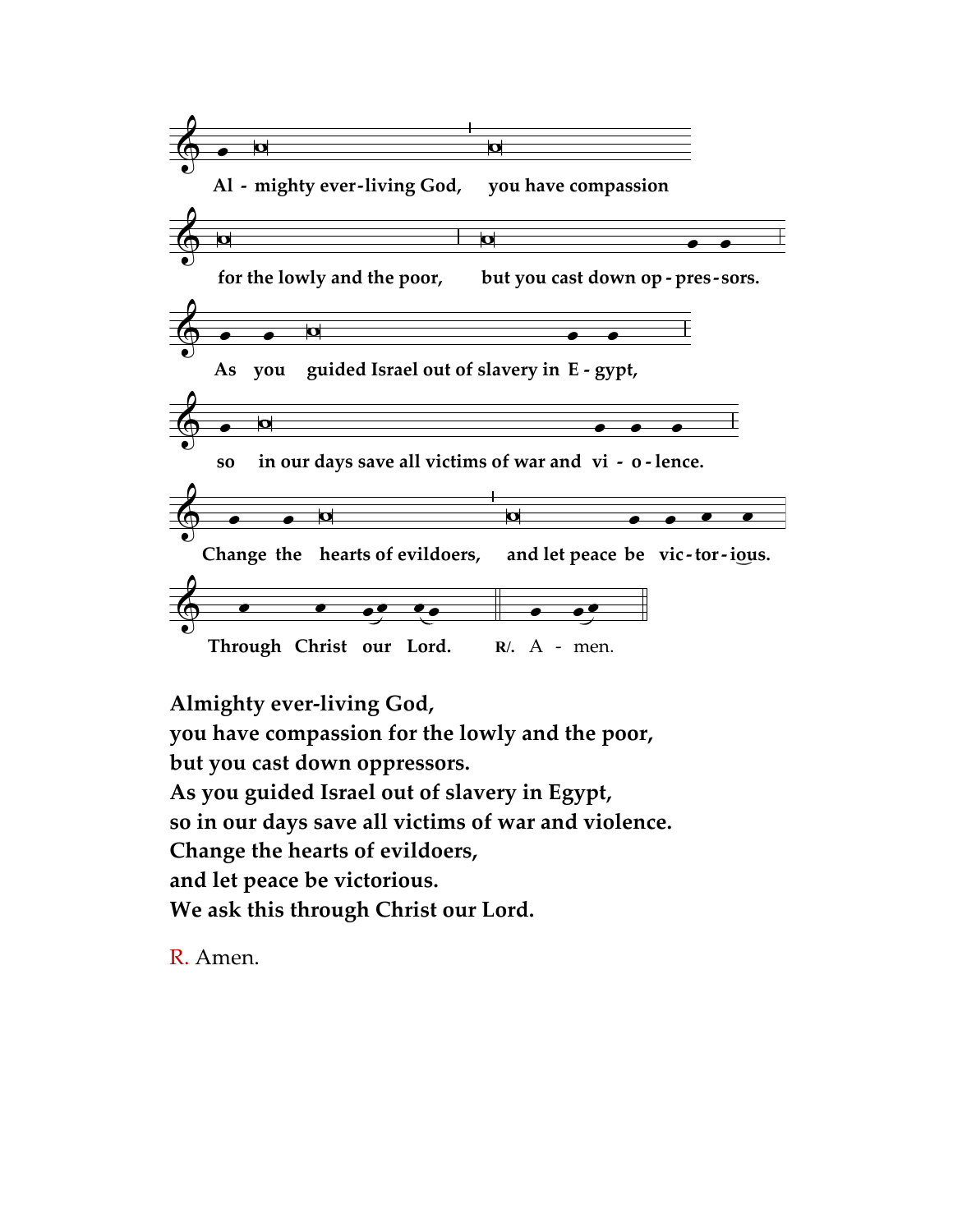Al - mighty ever-living God, you have compassion

for the lowly and the poor, but you cast down op - pres - sors.

As you guided Israel out of slavery in E - gypt,

so in our days save all victims of war and vi - o - lence.

Change the hearts of evildoers, and let peace be vic - tor - ious.

Through Christ our Lord. R/. A - men.

**Almighty ever-living God,**
**you have compassion for the lowly and the poor,**
**but you cast down oppressors.**
**As you guided Israel out of slavery in Egypt,**
**so in our days save all victims of war and violence.**
**Change the hearts of evildoers,**
**and let peace be victorious.**
**We ask this through Christ our Lord.**

R. Amen.